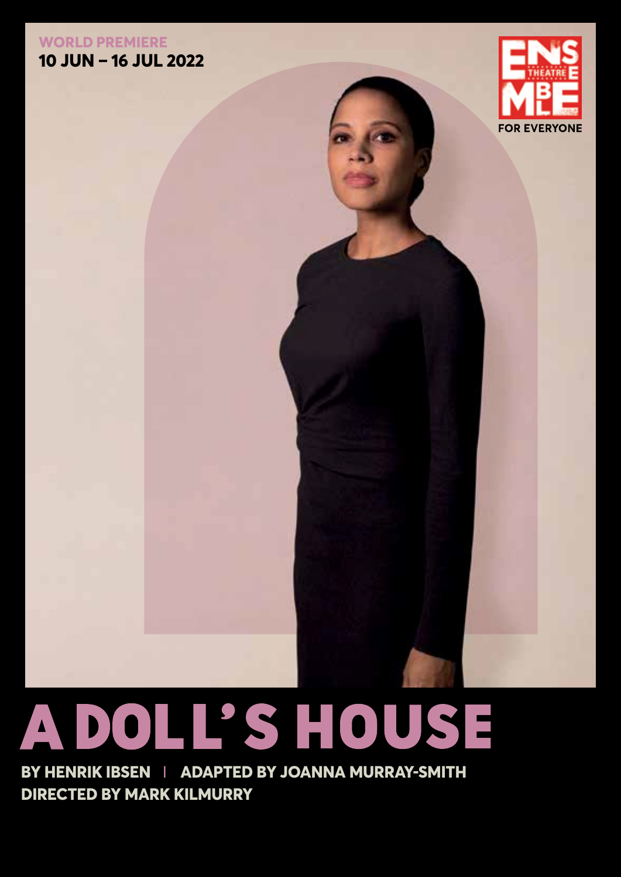**WORLD PREMIERE**
**10 JUN – 16 JUL 2022**

ENSEMBLE THEATRE
FOR EVERYONE

# A DOLL'S HOUSE

**BY HENRIK IBSEN | ADAPTED BY JOANNA MURRAY-SMITH**
**DIRECTED BY MARK KILMURRY**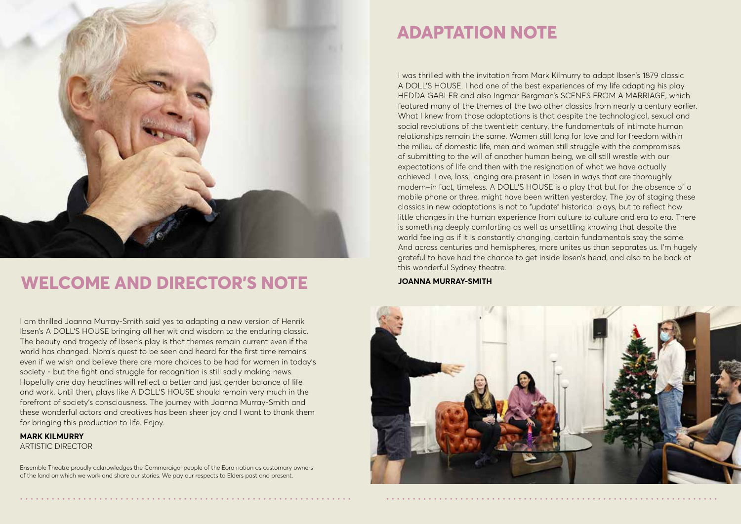## WELCOME AND DIRECTOR'S NOTE

I am thrilled Joanna Murray-Smith said yes to adapting a new version of Henrik Ibsen's A DOLL'S HOUSE bringing all her wit and wisdom to the enduring classic. The beauty and tragedy of Ibsen's play is that themes remain current even if the world has changed. Nora's quest to be seen and heard for the first time remains even if we wish and believe there are more choices to be had for women in today's society - but the fight and struggle for recognition is still sadly making news. Hopefully one day headlines will reflect a better and just gender balance of life and work. Until then, plays like A DOLL'S HOUSE should remain very much in the forefront of society's consciousness. The journey with Joanna Murray-Smith and these wonderful actors and creatives has been sheer joy and I want to thank them for bringing this production to life. Enjoy.

**MARK KILMURRY**
ARTISTIC DIRECTOR

Ensemble Theatre proudly acknowledges the Cammeraigal people of the Eora nation as customary owners of the land on which we work and share our stories. We pay our respects to Elders past and present.

## ADAPTATION NOTE

I was thrilled with the invitation from Mark Kilmurry to adapt Ibsen's 1879 classic A DOLL'S HOUSE. I had one of the best experiences of my life adapting his play HEDDA GABLER and also Ingmar Bergman's SCENES FROM A MARRIAGE, which featured many of the themes of the two other classics from nearly a century earlier. What I knew from those adaptations is that despite the technological, sexual and social revolutions of the twentieth century, the fundamentals of intimate human relationships remain the same. Women still long for love and for freedom within the milieu of domestic life, men and women still struggle with the compromises of submitting to the will of another human being, we all still wrestle with our expectations of life and then with the resignation of what we have actually achieved. Love, loss, longing are present in Ibsen in ways that are thoroughly modern–in fact, timeless. A DOLL'S HOUSE is a play that but for the absence of a mobile phone or three, might have been written yesterday. The joy of staging these classics in new adaptations is not to "update" historical plays, but to reflect how little changes in the human experience from culture to culture and era to era. There is something deeply comforting as well as unsettling knowing that despite the world feeling as if it is constantly changing, certain fundamentals stay the same. And across centuries and hemispheres, more unites us than separates us. I'm hugely grateful to have had the chance to get inside Ibsen's head, and also to be back at this wonderful Sydney theatre.

**JOANNA MURRAY-SMITH**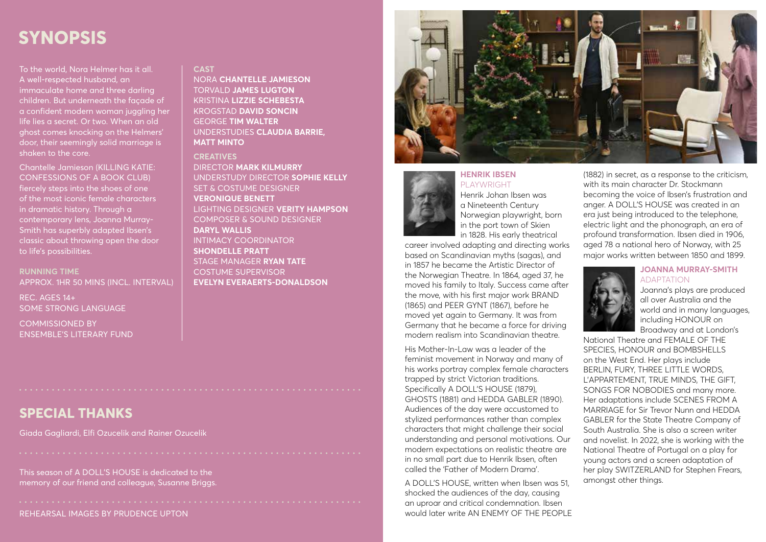# SYNOPSIS

To the world, Nora Helmer has it all. A well-respected husband, an immaculate home and three darling children. But underneath the façade of a confident modern woman juggling her life lies a secret. Or two. When an old ghost comes knocking on the Helmers' door, their seemingly solid marriage is shaken to the core.

Chantelle Jamieson (KILLING KATIE: CONFESSIONS OF A BOOK CLUB) fiercely steps into the shoes of one of the most iconic female characters in dramatic history. Through a contemporary lens, Joanna Murray-Smith has superbly adapted Ibsen's classic about throwing open the door to life's possibilities.

**RUNNING TIME**
APPROX. 1HR 50 MINS (INCL. INTERVAL)

REC. AGES 14+
SOME STRONG LANGUAGE

COMMISSIONED BY
ENSEMBLE'S LITERARY FUND

**CAST**
NORA **CHANTELLE JAMIESON**
TORVALD **JAMES LUGTON**
KRISTINA **LIZZIE SCHEBESTA**
KROGSTAD **DAVID SONCIN**
GEORGE **TIM WALTER**
UNDERSTUDIES **CLAUDIA BARRIE, MATT MINTO**

**CREATIVES**
DIRECTOR **MARK KILMURRY**
UNDERSTUDY DIRECTOR **SOPHIE KELLY**
SET & COSTUME DESIGNER **VERONIQUE BENETT**
LIGHTING DESIGNER **VERITY HAMPSON**
COMPOSER & SOUND DESIGNER **DARYL WALLIS**
INTIMACY COORDINATOR **SHONDELLE PRATT**
STAGE MANAGER **RYAN TATE**
COSTUME SUPERVISOR **EVELYN EVERAERTS-DONALDSON**

## SPECIAL THANKS

Giada Gagliardi, Elfi Ozucelik and Rainer Ozucelik

This season of A DOLL'S HOUSE is dedicated to the memory of our friend and colleague, Susanne Briggs.

REHEARSAL IMAGES BY PRUDENCE UPTON

### HENRIK IBSEN
PLAYWRIGHT

Henrik Johan Ibsen was a Nineteenth Century Norwegian playwright, born in the port town of Skien in 1828. His early theatrical career involved adapting and directing works based on Scandinavian myths (sagas), and in 1857 he became the Artistic Director of the Norwegian Theatre. In 1864, aged 37, he moved his family to Italy. Success came after the move, with his first major work BRAND (1865) and PEER GYNT (1867), before he moved yet again to Germany. It was from Germany that he became a force for driving modern realism into Scandinavian theatre.

His Mother-In-Law was a leader of the feminist movement in Norway and many of his works portray complex female characters trapped by strict Victorian traditions. Specifically A DOLL'S HOUSE (1879), GHOSTS (1881) and HEDDA GABLER (1890). Audiences of the day were accustomed to stylized performances rather than complex characters that might challenge their social understanding and personal motivations. Our modern expectations on realistic theatre are in no small part due to Henrik Ibsen, often called the 'Father of Modern Drama'.

A DOLL'S HOUSE, written when Ibsen was 51, shocked the audiences of the day, causing an uproar and critical condemnation. Ibsen would later write AN ENEMY OF THE PEOPLE (1882) in secret, as a response to the criticism, with its main character Dr. Stockmann becoming the voice of Ibsen's frustration and anger. A DOLL'S HOUSE was created in an era just being introduced to the telephone, electric light and the phonograph, an era of profound transformation. Ibsen died in 1906, aged 78 a national hero of Norway, with 25 major works written between 1850 and 1899.

### JOANNA MURRAY-SMITH
ADAPTATION

Joanna's plays are produced all over Australia and the world and in many languages, including HONOUR on Broadway and at London's National Theatre and FEMALE OF THE SPECIES, HONOUR and BOMBSHELLS on the West End. Her plays include BERLIN, FURY, THREE LITTLE WORDS, L'APPARTEMENT, TRUE MINDS, THE GIFT, SONGS FOR NOBODIES and many more. Her adaptations include SCENES FROM A MARRIAGE for Sir Trevor Nunn and HEDDA GABLER for the State Theatre Company of South Australia. She is also a screen writer and novelist. In 2022, she is working with the National Theatre of Portugal on a play for young actors and a screen adaptation of her play SWITZERLAND for Stephen Frears, amongst other things.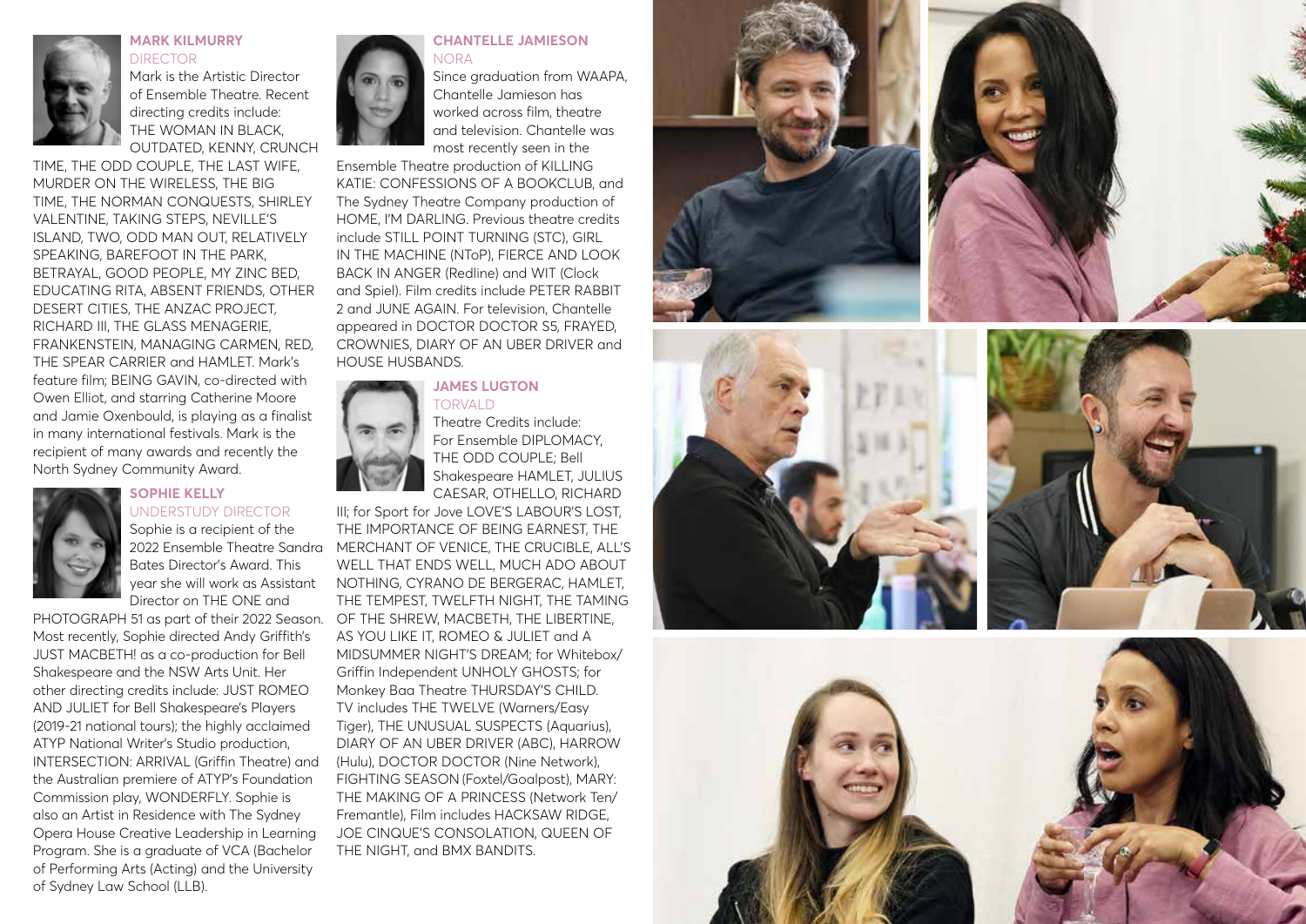### MARK KILMURRY
DIRECTOR

Mark is the Artistic Director of Ensemble Theatre. Recent directing credits include: THE WOMAN IN BLACK, OUTDATED, KENNY, CRUNCH TIME, THE ODD COUPLE, THE LAST WIFE, MURDER ON THE WIRELESS, THE BIG TIME, THE NORMAN CONQUESTS, SHIRLEY VALENTINE, TAKING STEPS, NEVILLE'S ISLAND, TWO, ODD MAN OUT, RELATIVELY SPEAKING, BAREFOOT IN THE PARK, BETRAYAL, GOOD PEOPLE, MY ZINC BED, EDUCATING RITA, ABSENT FRIENDS, OTHER DESERT CITIES, THE ANZAC PROJECT, RICHARD III, THE GLASS MENAGERIE, FRANKENSTEIN, MANAGING CARMEN, RED, THE SPEAR CARRIER and HAMLET. Mark's feature film; BEING GAVIN, co-directed with Owen Elliot, and starring Catherine Moore and Jamie Oxenbould, is playing as a finalist in many international festivals. Mark is the recipient of many awards and recently the North Sydney Community Award.

### SOPHIE KELLY
UNDERSTUDY DIRECTOR

Sophie is a recipient of the 2022 Ensemble Theatre Sandra Bates Director's Award. This year she will work as Assistant Director on THE ONE and PHOTOGRAPH 51 as part of their 2022 Season. Most recently, Sophie directed Andy Griffith's JUST MACBETH! as a co-production for Bell Shakespeare and the NSW Arts Unit. Her other directing credits include: JUST ROMEO AND JULIET for Bell Shakespeare's Players (2019-21 national tours); the highly acclaimed ATYP National Writer's Studio production, INTERSECTION: ARRIVAL (Griffin Theatre) and the Australian premiere of ATYP's Foundation Commission play, WONDERFLY. Sophie is also an Artist in Residence with The Sydney Opera House Creative Leadership in Learning Program. She is a graduate of VCA (Bachelor of Performing Arts (Acting) and the University of Sydney Law School (LLB).

### CHANTELLE JAMIESON
NORA

Since graduation from WAAPA, Chantelle Jamieson has worked across film, theatre and television. Chantelle was most recently seen in the Ensemble Theatre production of KILLING KATIE: CONFESSIONS OF A BOOKCLUB, and The Sydney Theatre Company production of HOME, I'M DARLING. Previous theatre credits include STILL POINT TURNING (STC), GIRL IN THE MACHINE (NToP), FIERCE AND LOOK BACK IN ANGER (Redline) and WIT (Clock and Spiel). Film credits include PETER RABBIT 2 and JUNE AGAIN. For television, Chantelle appeared in DOCTOR DOCTOR S5, FRAYED, CROWNIES, DIARY OF AN UBER DRIVER and HOUSE HUSBANDS.

### JAMES LUGTON
TORVALD

Theatre Credits include: For Ensemble DIPLOMACY, THE ODD COUPLE; Bell Shakespeare HAMLET, JULIUS CAESAR, OTHELLO, RICHARD III; for Sport for Jove LOVE'S LABOUR'S LOST, THE IMPORTANCE OF BEING EARNEST, THE MERCHANT OF VENICE, THE CRUCIBLE, ALL'S WELL THAT ENDS WELL, MUCH ADO ABOUT NOTHING, CYRANO DE BERGERAC, HAMLET, THE TEMPEST, TWELFTH NIGHT, THE TAMING OF THE SHREW, MACBETH, THE LIBERTINE, AS YOU LIKE IT, ROMEO & JULIET and A MIDSUMMER NIGHT'S DREAM; for Whitebox/ Griffin Independent UNHOLY GHOSTS; for Monkey Baa Theatre THURSDAY'S CHILD. TV includes THE TWELVE (Warners/Easy Tiger), THE UNUSUAL SUSPECTS (Aquarius), DIARY OF AN UBER DRIVER (ABC), HARROW (Hulu), DOCTOR DOCTOR (Nine Network), FIGHTING SEASON (Foxtel/Goalpost), MARY: THE MAKING OF A PRINCESS (Network Ten/ Fremantle), Film includes HACKSAW RIDGE, JOE CINQUE'S CONSOLATION, QUEEN OF THE NIGHT, and BMX BANDITS.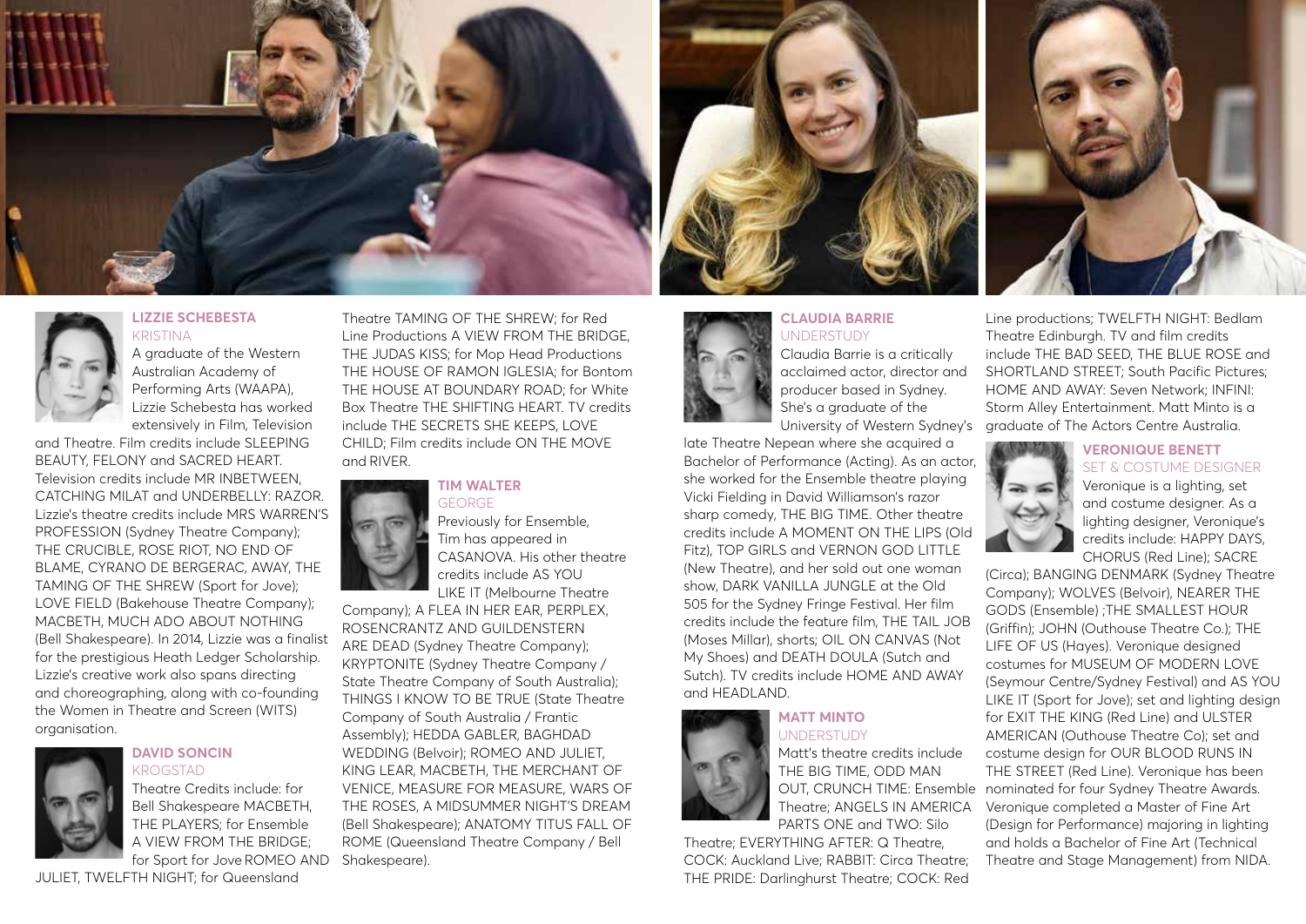### LIZZIE SCHEBESTA
KRISTINA

A graduate of the Western Australian Academy of Performing Arts (WAAPA), Lizzie Schebesta has worked extensively in Film, Television and Theatre. Film credits include SLEEPING BEAUTY, FELONY and SACRED HEART. Television credits include MR INBETWEEN, CATCHING MILAT and UNDERBELLY: RAZOR. Lizzie's theatre credits include MRS WARREN'S PROFESSION (Sydney Theatre Company); THE CRUCIBLE, ROSE RIOT, NO END OF BLAME, CYRANO DE BERGERAC, AWAY, THE TAMING OF THE SHREW (Sport for Jove); LOVE FIELD (Bakehouse Theatre Company); MACBETH, MUCH ADO ABOUT NOTHING (Bell Shakespeare). In 2014, Lizzie was a finalist for the prestigious Heath Ledger Scholarship. Lizzie's creative work also spans directing and choreographing, along with co-founding the Women in Theatre and Screen (WITS) organisation.

### DAVID SONCIN
KROGSTAD

Theatre Credits include: for Bell Shakespeare MACBETH, THE PLAYERS; for Ensemble A VIEW FROM THE BRIDGE; for Sport for Jove ROMEO AND JULIET, TWELFTH NIGHT; for Queensland Theatre TAMING OF THE SHREW; for Red Line Productions A VIEW FROM THE BRIDGE, THE JUDAS KISS; for Mop Head Productions THE HOUSE OF RAMON IGLESIA; for Bontom THE HOUSE AT BOUNDARY ROAD; for White Box Theatre THE SHIFTING HEART. TV credits include THE SECRETS SHE KEEPS, LOVE CHILD; Film credits include ON THE MOVE and RIVER.

### TIM WALTER
GEORGE

Previously for Ensemble, Tim has appeared in CASANOVA. His other theatre credits include AS YOU LIKE IT (Melbourne Theatre Company); A FLEA IN HER EAR, PERPLEX, ROSENCRANTZ AND GUILDENSTERN ARE DEAD (Sydney Theatre Company); KRYPTONITE (Sydney Theatre Company / State Theatre Company of South Australia); THINGS I KNOW TO BE TRUE (State Theatre Company of South Australia / Frantic Assembly); HEDDA GABLER, BAGHDAD WEDDING (Belvoir); ROMEO AND JULIET, KING LEAR, MACBETH, THE MERCHANT OF VENICE, MEASURE FOR MEASURE, WARS OF THE ROSES, A MIDSUMMER NIGHT'S DREAM (Bell Shakespeare); ANATOMY TITUS FALL OF ROME (Queensland Theatre Company / Bell Shakespeare).

### CLAUDIA BARRIE
UNDERSTUDY

Claudia Barrie is a critically acclaimed actor, director and producer based in Sydney. She's a graduate of the University of Western Sydney's late Theatre Nepean where she acquired a Bachelor of Performance (Acting). As an actor, she worked for the Ensemble theatre playing Vicki Fielding in David Williamson's razor sharp comedy, THE BIG TIME. Other theatre credits include A MOMENT ON THE LIPS (Old Fitz), TOP GIRLS and VERNON GOD LITTLE (New Theatre), and her sold out one woman show, DARK VANILLA JUNGLE at the Old 505 for the Sydney Fringe Festival. Her film credits include the feature film, THE TAIL JOB (Moses Millar), shorts; OIL ON CANVAS (Not My Shoes) and DEATH DOULA (Sutch and Sutch). TV credits include HOME AND AWAY and HEADLAND.

### MATT MINTO
UNDERSTUDY

Matt's theatre credits include THE BIG TIME, ODD MAN OUT, CRUNCH TIME: Ensemble Theatre; ANGELS IN AMERICA PARTS ONE and TWO: Silo Theatre; EVERYTHING AFTER: Q Theatre, COCK: Auckland Live; RABBIT: Circa Theatre; THE PRIDE: Darlinghurst Theatre; COCK: Red Line productions; TWELFTH NIGHT: Bedlam Theatre Edinburgh. TV and film credits include THE BAD SEED, THE BLUE ROSE and SHORTLAND STREET; South Pacific Pictures; HOME AND AWAY: Seven Network; INFINI: Storm Alley Entertainment. Matt Minto is a graduate of The Actors Centre Australia.

### VERONIQUE BENETT
SET & COSTUME DESIGNER

Veronique is a lighting, set and costume designer. As a lighting designer, Veronique's credits include: HAPPY DAYS, CHORUS (Red Line); SACRE (Circa); BANGING DENMARK (Sydney Theatre Company); WOLVES (Belvoir), NEARER THE GODS (Ensemble) ;THE SMALLEST HOUR (Griffin); JOHN (Outhouse Theatre Co.); THE LIFE OF US (Hayes). Veronique designed costumes for MUSEUM OF MODERN LOVE (Seymour Centre/Sydney Festival) and AS YOU LIKE IT (Sport for Jove); set and lighting design for EXIT THE KING (Red Line) and ULSTER AMERICAN (Outhouse Theatre Co); set and costume design for OUR BLOOD RUNS IN THE STREET (Red Line). Veronique has been nominated for four Sydney Theatre Awards. Veronique completed a Master of Fine Art (Design for Performance) majoring in lighting and holds a Bachelor of Fine Art (Technical Theatre and Stage Management) from NIDA.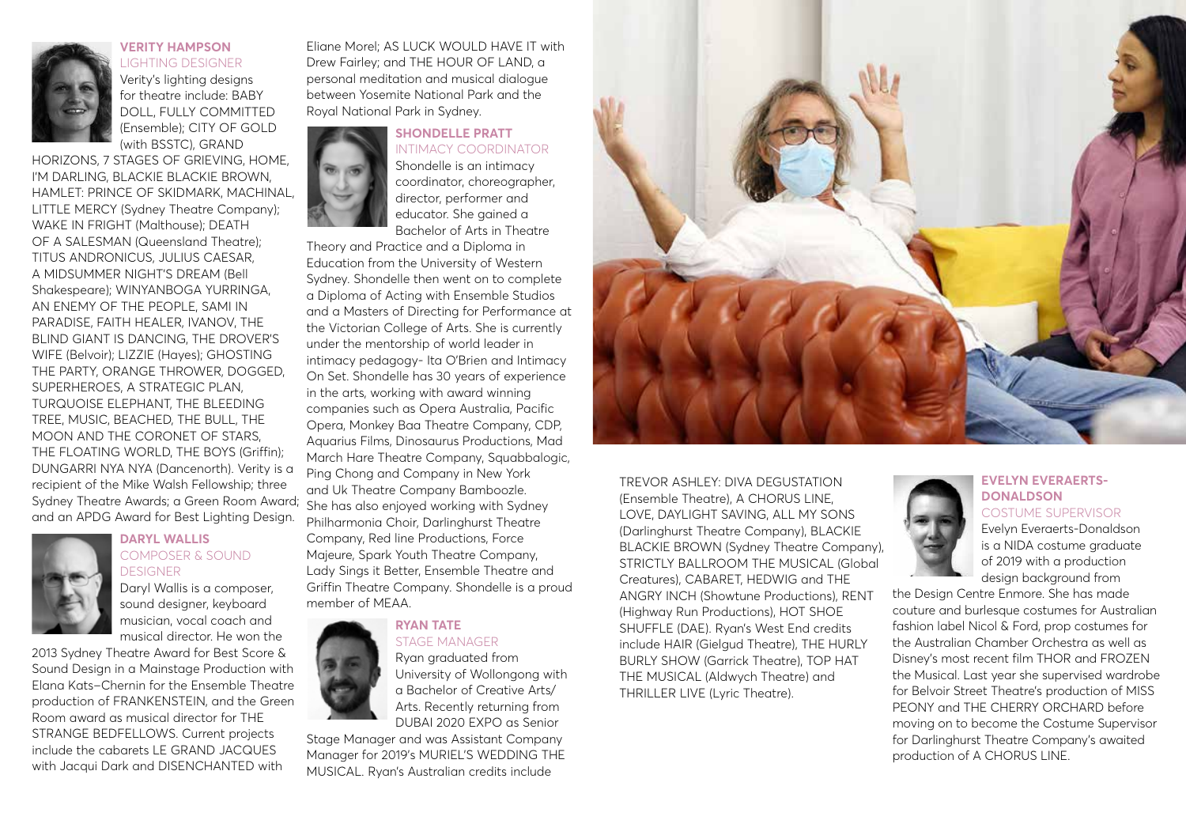### VERITY HAMPSON
LIGHTING DESIGNER

Verity's lighting designs for theatre include: BABY DOLL, FULLY COMMITTED (Ensemble); CITY OF GOLD (with BSSTC), GRAND HORIZONS, 7 STAGES OF GRIEVING, HOME, I'M DARLING, BLACKIE BLACKIE BROWN, HAMLET: PRINCE OF SKIDMARK, MACHINAL, LITTLE MERCY (Sydney Theatre Company); WAKE IN FRIGHT (Malthouse); DEATH OF A SALESMAN (Queensland Theatre); TITUS ANDRONICUS, JULIUS CAESAR, A MIDSUMMER NIGHT'S DREAM (Bell Shakespeare); WINYANBOGA YURRINGA, AN ENEMY OF THE PEOPLE, SAMI IN PARADISE, FAITH HEALER, IVANOV, THE BLIND GIANT IS DANCING, THE DROVER'S WIFE (Belvoir); LIZZIE (Hayes); GHOSTING THE PARTY, ORANGE THROWER, DOGGED, SUPERHEROES, A STRATEGIC PLAN, TURQUOISE ELEPHANT, THE BLEEDING TREE, MUSIC, BEACHED, THE BULL, THE MOON AND THE CORONET OF STARS, THE FLOATING WORLD, THE BOYS (Griffin); DUNGARRI NYA NYA (Dancenorth). Verity is a recipient of the Mike Walsh Fellowship; three Sydney Theatre Awards; a Green Room Award; and an APDG Award for Best Lighting Design.

### DARYL WALLIS
COMPOSER & SOUND DESIGNER

Daryl Wallis is a composer, sound designer, keyboard musician, vocal coach and musical director. He won the 2013 Sydney Theatre Award for Best Score & Sound Design in a Mainstage Production with Elana Kats–Chernin for the Ensemble Theatre production of FRANKENSTEIN, and the Green Room award as musical director for THE STRANGE BEDFELLOWS. Current projects include the cabarets LE GRAND JACQUES with Jacqui Dark and DISENCHANTED with Eliane Morel; AS LUCK WOULD HAVE IT with Drew Fairley; and THE HOUR OF LAND, a personal meditation and musical dialogue between Yosemite National Park and the Royal National Park in Sydney.

### SHONDELLE PRATT
INTIMACY COORDINATOR

Shondelle is an intimacy coordinator, choreographer, director, performer and educator. She gained a Bachelor of Arts in Theatre Theory and Practice and a Diploma in Education from the University of Western Sydney. Shondelle then went on to complete a Diploma of Acting with Ensemble Studios and a Masters of Directing for Performance at the Victorian College of Arts. She is currently under the mentorship of world leader in intimacy pedagogy- Ita O'Brien and Intimacy On Set. Shondelle has 30 years of experience in the arts, working with award winning companies such as Opera Australia, Pacific Opera, Monkey Baa Theatre Company, CDP, Aquarius Films, Dinosaurus Productions, Mad March Hare Theatre Company, Squabbalogic, Ping Chong and Company in New York and Uk Theatre Company Bamboozle. She has also enjoyed working with Sydney Philharmonia Choir, Darlinghurst Theatre Company, Red line Productions, Force Majeure, Spark Youth Theatre Company, Lady Sings it Better, Ensemble Theatre and Griffin Theatre Company. Shondelle is a proud member of MEAA.

### RYAN TATE
STAGE MANAGER

Ryan graduated from University of Wollongong with a Bachelor of Creative Arts/ Arts. Recently returning from DUBAI 2020 EXPO as Senior Stage Manager and was Assistant Company Manager for 2019's MURIEL'S WEDDING THE MUSICAL. Ryan's Australian credits include TREVOR ASHLEY: DIVA DEGUSTATION (Ensemble Theatre), A CHORUS LINE, LOVE, DAYLIGHT SAVING, ALL MY SONS (Darlinghurst Theatre Company), BLACKIE BLACKIE BROWN (Sydney Theatre Company), STRICTLY BALLROOM THE MUSICAL (Global Creatures), CABARET, HEDWIG and THE ANGRY INCH (Showtune Productions), RENT (Highway Run Productions), HOT SHOE SHUFFLE (DAE). Ryan's West End credits include HAIR (Gielgud Theatre), THE HURLY BURLY SHOW (Garrick Theatre), TOP HAT THE MUSICAL (Aldwych Theatre) and THRILLER LIVE (Lyric Theatre).

### EVELYN EVERAERTS-DONALDSON
COSTUME SUPERVISOR

Evelyn Everaerts-Donaldson is a NIDA costume graduate of 2019 with a production design background from the Design Centre Enmore. She has made couture and burlesque costumes for Australian fashion label Nicol & Ford, prop costumes for the Australian Chamber Orchestra as well as Disney's most recent film THOR and FROZEN the Musical. Last year she supervised wardrobe for Belvoir Street Theatre's production of MISS PEONY and THE CHERRY ORCHARD before moving on to become the Costume Supervisor for Darlinghurst Theatre Company's awaited production of A CHORUS LINE.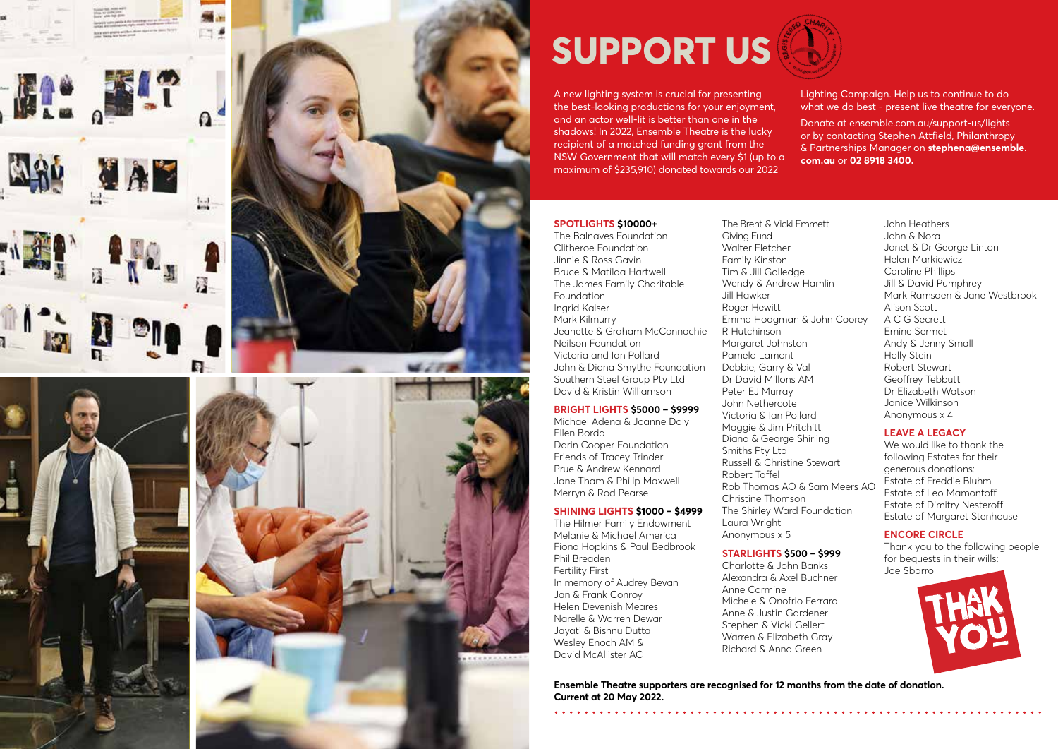# SUPPORT US

A new lighting system is crucial for presenting the best-looking productions for your enjoyment, and an actor well-lit is better than one in the shadows! In 2022, Ensemble Theatre is the lucky recipient of a matched funding grant from the NSW Government that will match every $1 (up to a maximum of $235,910) donated towards our 2022 Lighting Campaign. Help us to continue to do what we do best - present live theatre for everyone.

Donate at ensemble.com.au/support-us/lights or by contacting Stephen Attfield, Philanthropy & Partnerships Manager on **stephena@ensemble.com.au** or **02 8918 3400.**

**SPOTLIGHTS $10000+**

The Balnaves Foundation
Clitheroe Foundation
Jinnie & Ross Gavin
Bruce & Matilda Hartwell
The James Family Charitable Foundation
Ingrid Kaiser
Mark Kilmurry
Jeanette & Graham McConnochie
Neilson Foundation
Victoria and Ian Pollard
John & Diana Smythe Foundation
Southern Steel Group Pty Ltd
David & Kristin Williamson

**BRIGHT LIGHTS $5000 – $9999**

Michael Adena & Joanne Daly
Ellen Borda
Darin Cooper Foundation
Friends of Tracey Trinder
Prue & Andrew Kennard
Jane Tham & Philip Maxwell
Merryn & Rod Pearse

**SHINING LIGHTS $1000 – $4999**

The Hilmer Family Endowment
Melanie & Michael America
Fiona Hopkins & Paul Bedbrook
Phil Breaden
Fertility First
In memory of Audrey Bevan
Jan & Frank Conroy
Helen Devenish Meares
Narelle & Warren Dewar
Jayati & Bishnu Dutta
Wesley Enoch AM & David McAllister AC
The Brent & Vicki Emmett Giving Fund
Walter Fletcher
Family Kinston
Tim & Jill Golledge
Wendy & Andrew Hamlin
Jill Hawker
Roger Hewitt
Emma Hodgman & John Coorey
R Hutchinson
Margaret Johnston
Pamela Lamont
Debbie, Garry & Val
Dr David Millons AM
Peter EJ Murray
John Nethercote
Victoria & Ian Pollard
Maggie & Jim Pritchitt
Diana & George Shirling
Smiths Pty Ltd
Russell & Christine Stewart
Robert Taffel
Rob Thomas AO & Sam Meers AO
Christine Thomson
The Shirley Ward Foundation
Laura Wright
Anonymous x 5

**STARLIGHTS $500 – $999**

Charlotte & John Banks
Alexandra & Axel Buchner
Anne Carmine
Michele & Onofrio Ferrara
Anne & Justin Gardener
Stephen & Vicki Gellert
Warren & Elizabeth Gray
Richard & Anna Green
John Heathers
John & Nora
Janet & Dr George Linton
Helen Markiewicz
Caroline Phillips
Jill & David Pumphrey
Mark Ramsden & Jane Westbrook
Alison Scott
A C G Secrett
Emine Sermet
Andy & Jenny Small
Holly Stein
Robert Stewart
Geoffrey Tebbutt
Dr Elizabeth Watson
Janice Wilkinson
Anonymous x 4

**LEAVE A LEGACY**

We would like to thank the following Estates for their generous donations:
Estate of Freddie Bluhm
Estate of Leo Mamontoff
Estate of Dimitry Nesteroff
Estate of Margaret Stenhouse

**ENCORE CIRCLE**

Thank you to the following people for bequests in their wills:
Joe Sbarro

THANK YOU

**Ensemble Theatre supporters are recognised for 12 months from the date of donation. Current at 20 May 2022.**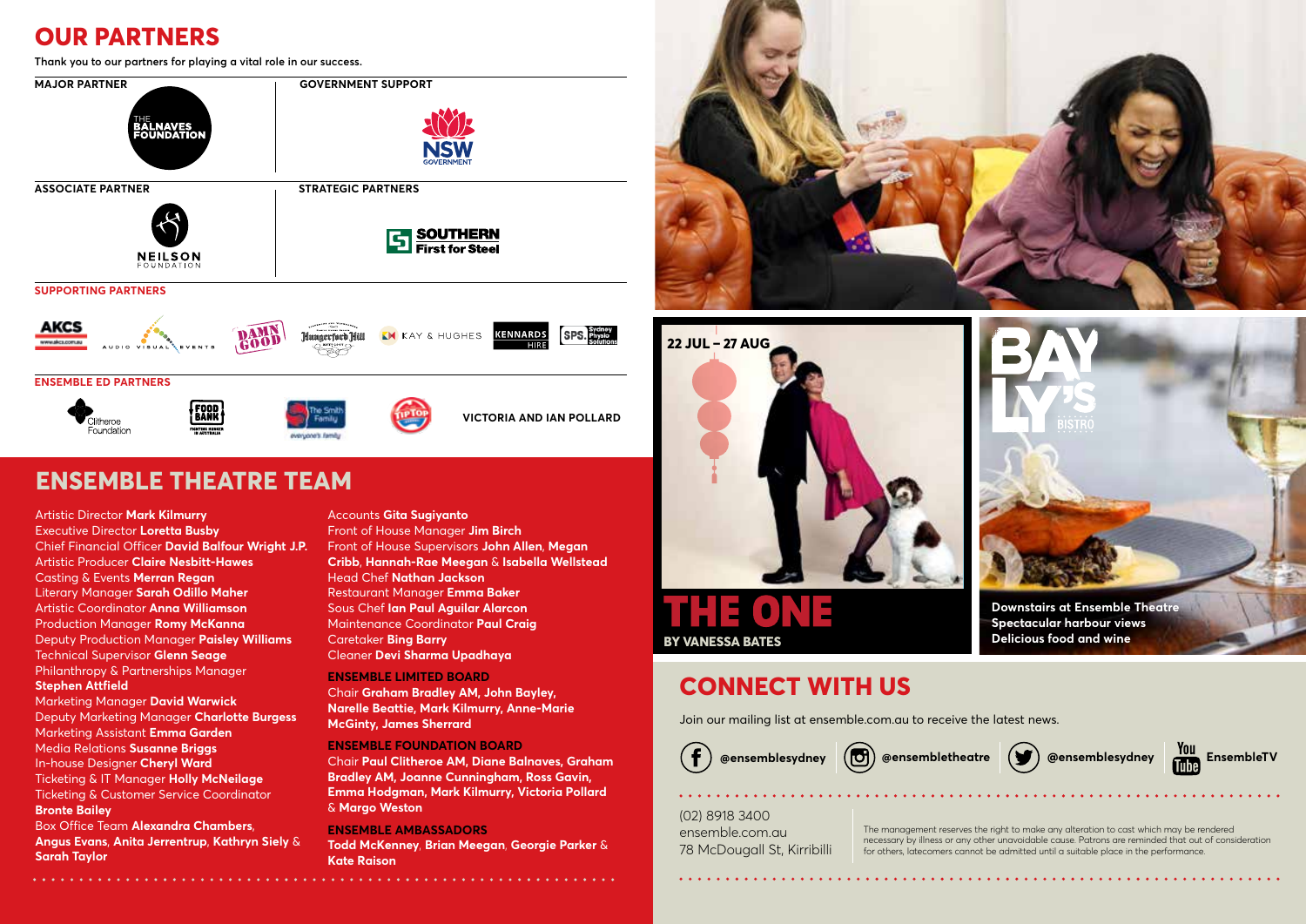# OUR PARTNERS

Thank you to our partners for playing a vital role in our success.

**MAJOR PARTNER**

THE BALNAVES FOUNDATION

**GOVERNMENT SUPPORT**

NSW GOVERNMENT

**ASSOCIATE PARTNER**

NEILSON FOUNDATION

**STRATEGIC PARTNERS**

SOUTHERN First for Steel

**SUPPORTING PARTNERS**

AKCS · AUDIO VISUAL EVENTS · DAMN GOOD · Hungerford Hill · KAY & HUGHES · KENNARDS HIRE · SPS Sydney Physio Solutions

**ENSEMBLE ED PARTNERS**

Clitheroe Foundation · FOOD BANK · The Smith Family · TipTop · VICTORIA AND IAN POLLARD

# ENSEMBLE THEATRE TEAM

Artistic Director **Mark Kilmurry**
Executive Director **Loretta Busby**
Chief Financial Officer **David Balfour Wright J.P.**
Artistic Producer **Claire Nesbitt-Hawes**
Casting & Events **Merran Regan**
Literary Manager **Sarah Odillo Maher**
Artistic Coordinator **Anna Williamson**
Production Manager **Romy McKanna**
Deputy Production Manager **Paisley Williams**
Technical Supervisor **Glenn Seage**
Philanthropy & Partnerships Manager **Stephen Attfield**
Marketing Manager **David Warwick**
Deputy Marketing Manager **Charlotte Burgess**
Marketing Assistant **Emma Garden**
Media Relations **Susanne Briggs**
In-house Designer **Cheryl Ward**
Ticketing & IT Manager **Holly McNeilage**
Ticketing & Customer Service Coordinator **Bronte Bailey**
Box Office Team **Alexandra Chambers**, **Angus Evans**, **Anita Jerrentrup**, **Kathryn Siely** & **Sarah Taylor**

Accounts **Gita Sugiyanto**
Front of House Manager **Jim Birch**
Front of House Supervisors **John Allen**, **Megan Cribb**, **Hannah-Rae Meegan** & **Isabella Wellstead**
Head Chef **Nathan Jackson**
Restaurant Manager **Emma Baker**
Sous Chef **Ian Paul Aguilar Alarcon**
Maintenance Coordinator **Paul Craig**
Caretaker **Bing Barry**
Cleaner **Devi Sharma Upadhaya**

**ENSEMBLE LIMITED BOARD**

Chair **Graham Bradley AM, John Bayley, Narelle Beattie, Mark Kilmurry, Anne-Marie McGinty, James Sherrard**

**ENSEMBLE FOUNDATION BOARD**

Chair **Paul Clitheroe AM, Diane Balnaves, Graham Bradley AM, Joanne Cunningham, Ross Gavin, Emma Hodgman, Mark Kilmurry, Victoria Pollard** & **Margo Weston**

**ENSEMBLE AMBASSADORS**

**Todd McKenney**, **Brian Meegan**, **Georgie Parker** & **Kate Raison**

22 JUL – 27 AUG

# THE ONE

**BY VANESSA BATES**

BAYLY'S BISTRO

**Downstairs at Ensemble Theatre**
**Spectacular harbour views**
**Delicious food and wine**

# CONNECT WITH US

Join our mailing list at ensemble.com.au to receive the latest news.

**@ensemblesydney** · **@ensembletheatre** · **@ensemblesydney** · **EnsembleTV**

(02) 8918 3400
ensemble.com.au
78 McDougall St, Kirribilli

The management reserves the right to make any alteration to cast which may be rendered necessary by illness or any other unavoidable cause. Patrons are reminded that out of consideration for others, latecomers cannot be admitted until a suitable place in the performance.